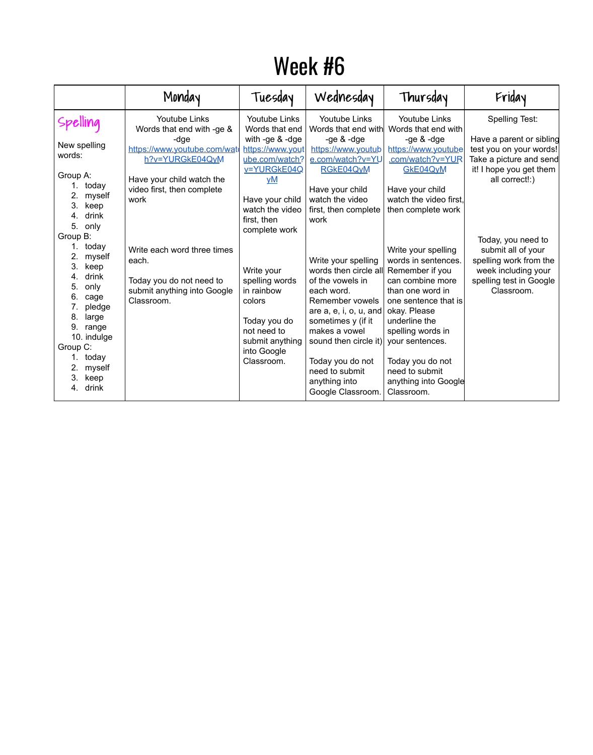# Week #6

| | Monday | Tuesday | Wednesday | Thursday | Friday |
|---|---|---|---|---|---|
| **Spelling**<br><br>New spelling words:<br><br>Group A:<br>1. today<br>2. myself<br>3. keep<br>4. drink<br>5. only<br>Group B:<br>1. today<br>2. myself<br>3. keep<br>4. drink<br>5. only<br>6. cage<br>7. pledge<br>8. large<br>9. range<br>10. indulge<br>Group C:<br>1. today<br>2. myself<br>3. keep<br>4. drink | Youtube Links<br>Words that end with -ge & -dge<br>https://www.youtube.com/watch?v=YURGkE04QyM<br><br>Have your child watch the video first, then complete work<br><br>Write each word three times each.<br><br>Today you do not need to submit anything into Google Classroom. | Youtube Links<br>Words that end with -ge & -dge<br>https://www.youtube.com/watch?v=YURGkE04QyM<br><br>Have your child watch the video first, then complete work<br><br>Write your spelling words in rainbow colors<br><br>Today you do not need to submit anything into Google Classroom. | Youtube Links<br>Words that end with -ge & -dge<br>https://www.youtube.com/watch?v=YURGkE04QyM<br><br>Have your child watch the video first, then complete work<br><br>Write your spelling words then circle all of the vowels in each word. Remember vowels are a, e, i, o, u, and sometimes y (if it makes a vowel sound then circle it)<br><br>Today you do not need to submit anything into Google Classroom. | Youtube Links<br>Words that end with -ge & -dge<br>https://www.youtube.com/watch?v=YURGkE04QyM<br><br>Have your child watch the video first, then complete work<br><br>Write your spelling words in sentences. Remember if you can combine more than one word in one sentence that is okay. Please underline the spelling words in your sentences.<br><br>Today you do not need to submit anything into Google Classroom. | Spelling Test:<br><br>Have a parent or sibling test you on your words! Take a picture and send it! I hope you get them all correct!:)<br><br>Today, you need to submit all of your spelling work from the week including your spelling test in Google Classroom. |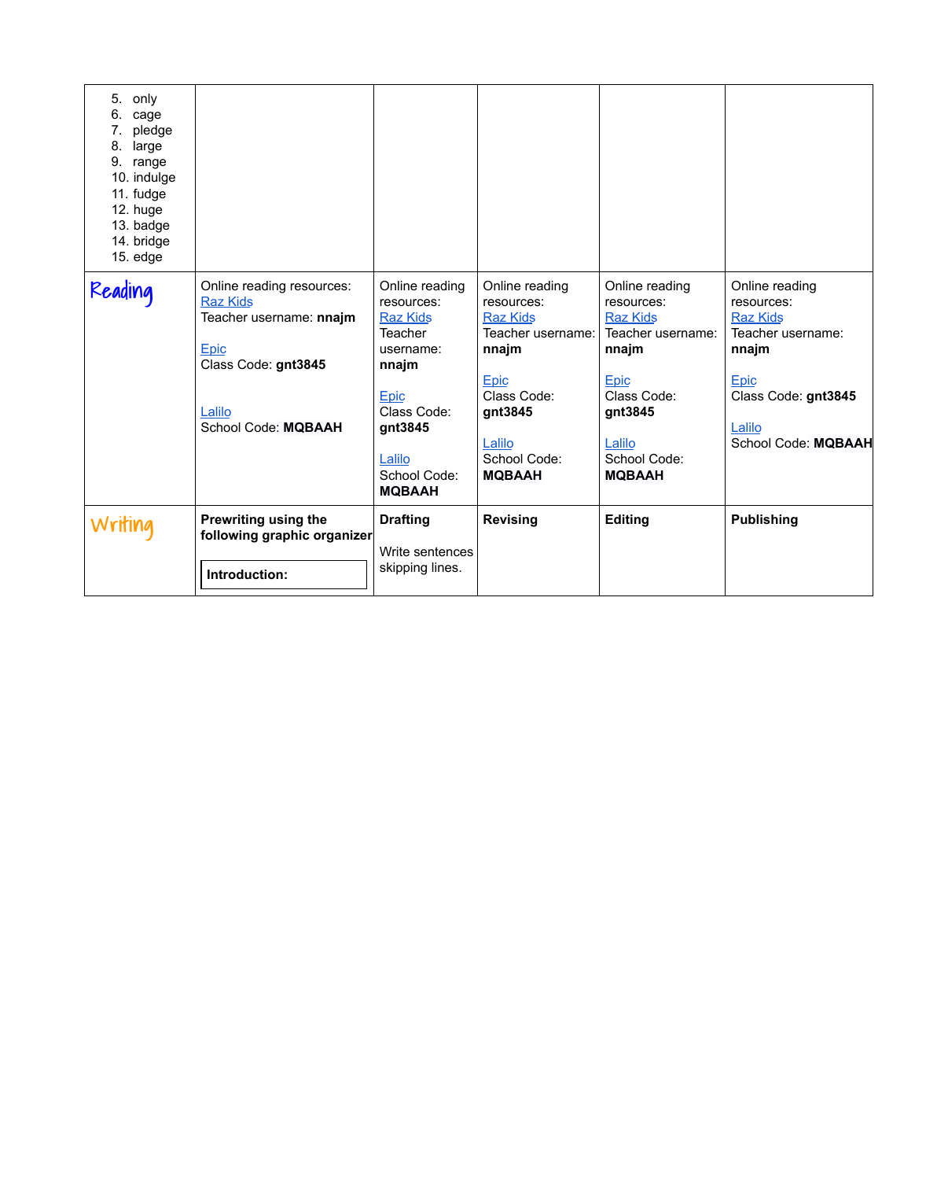| | | | | | |
|---|---|---|---|---|---|
| 5. only<br>6. cage<br>7. pledge<br>8. large<br>9. range<br>10. indulge<br>11. fudge<br>12. huge<br>13. badge<br>14. bridge<br>15. edge | | | | | |
| Reading | Online reading resources:<br>Raz Kids<br>Teacher username: **nnajm**<br><br>Epic<br>Class Code: **gnt3845**<br><br>Lalilo<br>School Code: **MQBAAH** | Online reading resources:<br>Raz Kids<br>Teacher username: **nnajm**<br><br>Epic<br>Class Code: **gnt3845**<br><br>Lalilo<br>School Code: **MQBAAH** | Online reading resources:<br>Raz Kids<br>Teacher username: **nnajm**<br><br>Epic<br>Class Code: **gnt3845**<br><br>Lalilo<br>School Code: **MQBAAH** | Online reading resources:<br>Raz Kids<br>Teacher username: **nnajm**<br><br>Epic<br>Class Code: **gnt3845**<br><br>Lalilo<br>School Code: **MQBAAH** | Online reading resources:<br>Raz Kids<br>Teacher username: **nnajm**<br><br>Epic<br>Class Code: **gnt3845**<br><br>Lalilo<br>School Code: **MQBAAH** |
| Writing | **Prewriting using the following graphic organizer**<br><br>**Introduction:** | **Drafting**<br><br>Write sentences skipping lines. | **Revising** | **Editing** | **Publishing** |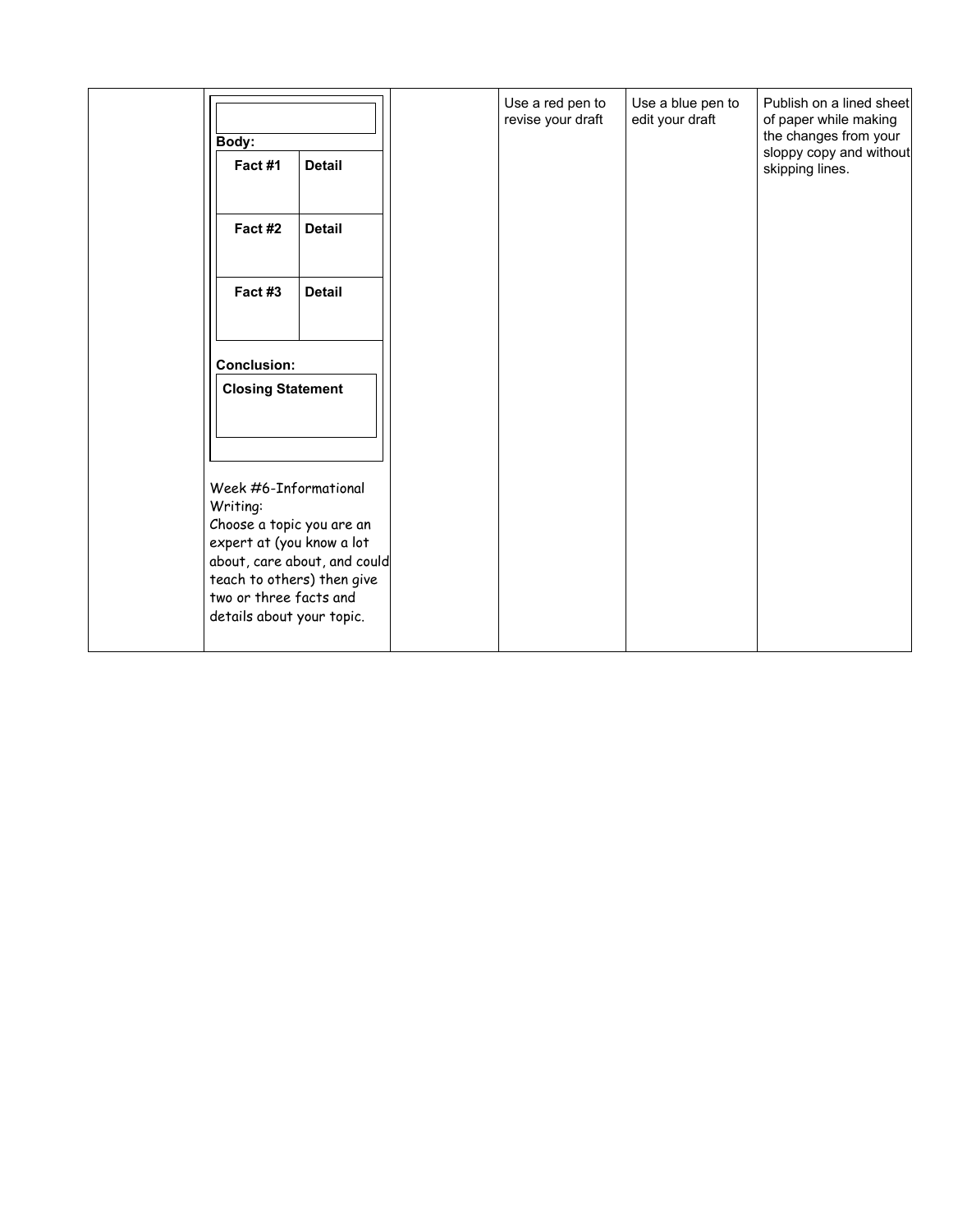| | | | | | |
|---|---|---|---|---|---|
| | Body:<br>Fact #1 / Detail<br>Fact #2 / Detail<br>Fact #3 / Detail<br>Conclusion:<br>Closing Statement<br><br>Week #6-Informational Writing:<br>Choose a topic you are an expert at (you know a lot about, care about, and could teach to others) then give two or three facts and details about your topic. | | Use a red pen to revise your draft | Use a blue pen to edit your draft | Publish on a lined sheet of paper while making the changes from your sloppy copy and without skipping lines. |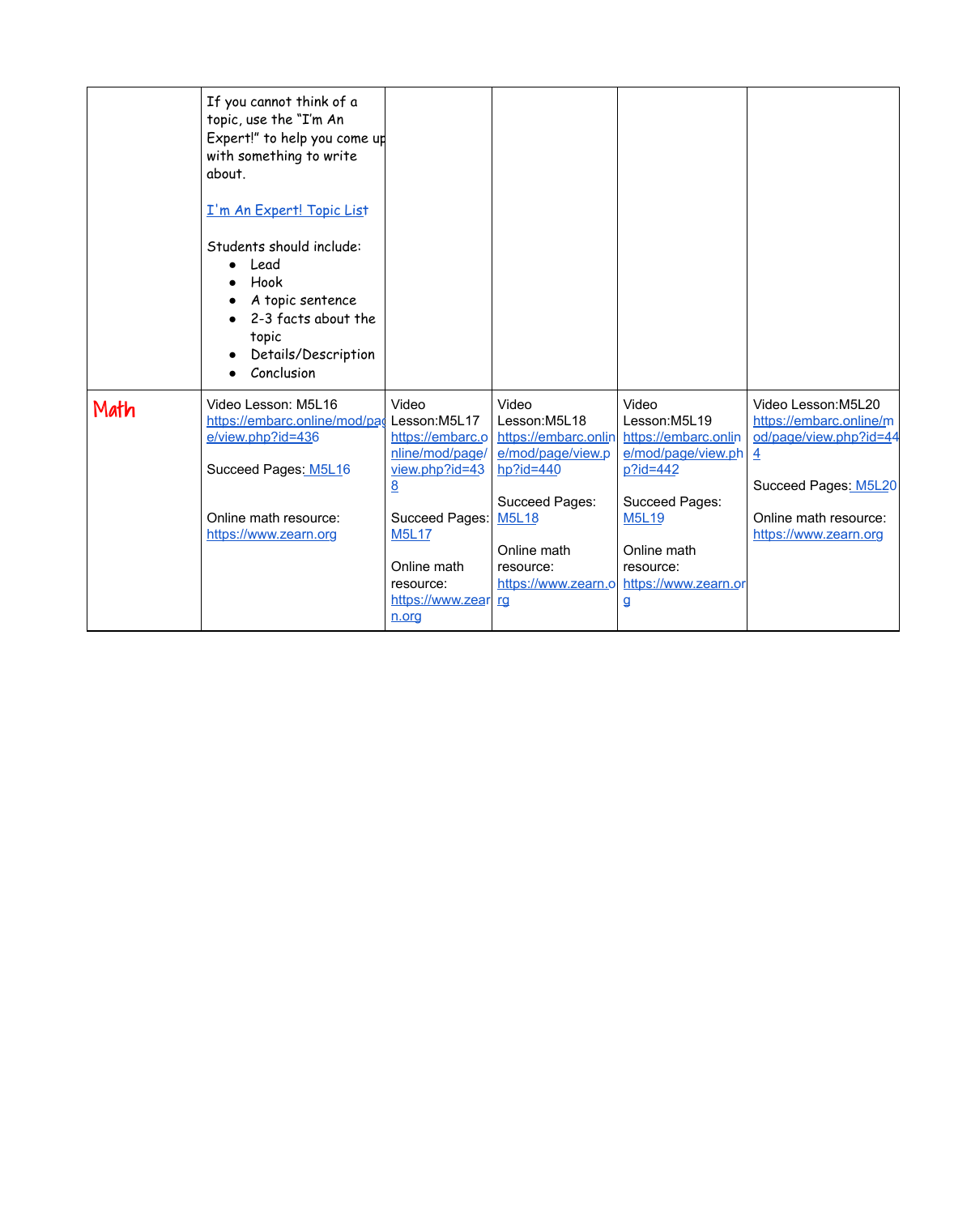| | | | | | |
|---|---|---|---|---|---|
| | If you cannot think of a topic, use the "I'm An Expert!" to help you come up with something to write about.<br><br>I'm An Expert! Topic List<br><br>Students should include:<br>• Lead<br>• Hook<br>• A topic sentence<br>• 2-3 facts about the topic<br>• Details/Description<br>• Conclusion | | | | |
| Math | Video Lesson: M5L16<br>https://embarc.online/mod/page/view.php?id=436<br><br>Succeed Pages: M5L16<br><br>Online math resource:<br>https://www.zearn.org | Video Lesson:M5L17<br>https://embarc.online/mod/page/view.php?id=438<br><br>Succeed Pages: M5L17<br><br>Online math resource:<br>https://www.zearn.org | Video Lesson:M5L18<br>https://embarc.online/mod/page/view.php?id=440<br><br>Succeed Pages: M5L18<br><br>Online math resource:<br>https://www.zearn.org | Video Lesson:M5L19<br>https://embarc.online/mod/page/view.php?id=442<br><br>Succeed Pages: M5L19<br><br>Online math resource:<br>https://www.zearn.org | Video Lesson:M5L20<br>https://embarc.online/mod/page/view.php?id=444<br><br>Succeed Pages: M5L20<br><br>Online math resource:<br>https://www.zearn.org |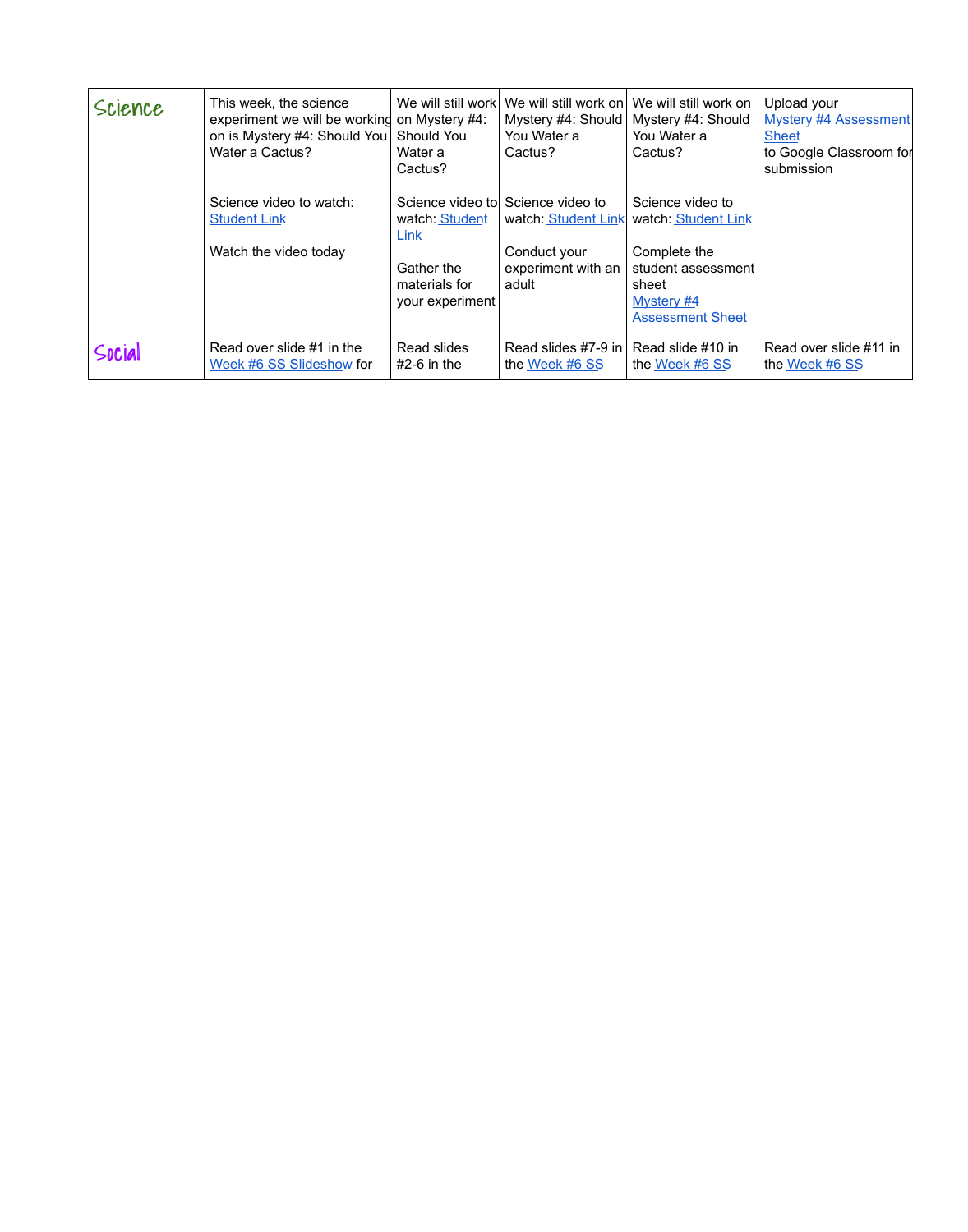| Science | This week, the science experiment we will be working on is Mystery #4: Should You Water a Cactus?<br><br>Science video to watch: Student Link<br><br>Watch the video today | We will still work on Mystery #4: Should You Water a Cactus?<br><br>Science video to watch: Student Link<br><br>Gather the materials for your experiment | We will still work on Mystery #4: Should You Water a Cactus?<br><br>Science video to watch: Student Link<br><br>Conduct your experiment with an adult | We will still work on Mystery #4: Should You Water a Cactus?<br><br>Science video to watch: Student Link<br><br>Complete the student assessment sheet Mystery #4 Assessment Sheet | Upload your Mystery #4 Assessment Sheet to Google Classroom for submission |
|---|---|---|---|---|---|
| Social | Read over slide #1 in the Week #6 SS Slideshow for | Read slides #2-6 in the | Read slides #7-9 in the Week #6 SS | Read slide #10 in the Week #6 SS | Read over slide #11 in the Week #6 SS |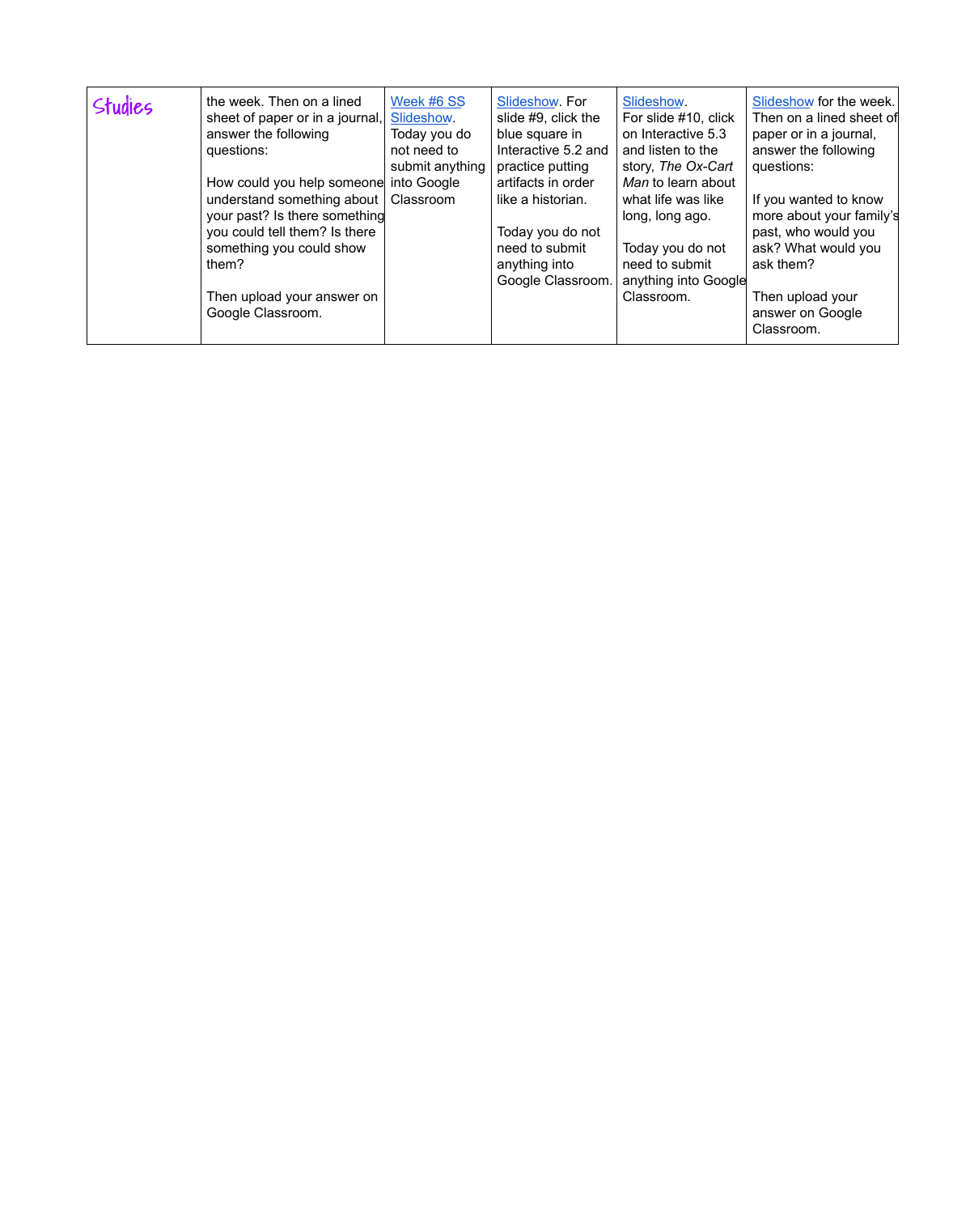| | | | | | |
|---|---|---|---|---|---|
| Studies | the week. Then on a lined sheet of paper or in a journal, answer the following questions:<br><br>How could you help someone understand something about your past? Is there something you could tell them? Is there something you could show them?<br><br>Then upload your answer on Google Classroom. | Week #6 SS Slideshow. Today you do not need to submit anything into Google Classroom | Slideshow. For slide #9, click the blue square in Interactive 5.2 and practice putting artifacts in order like a historian.<br><br>Today you do not need to submit anything into Google Classroom. | Slideshow. For slide #10, click on Interactive 5.3 and listen to the story, *The Ox-Cart Man* to learn about what life was like long, long ago.<br><br>Today you do not need to submit anything into Google Classroom. | Slideshow for the week. Then on a lined sheet of paper or in a journal, answer the following questions:<br><br>If you wanted to know more about your family's past, who would you ask? What would you ask them?<br><br>Then upload your answer on Google Classroom. |